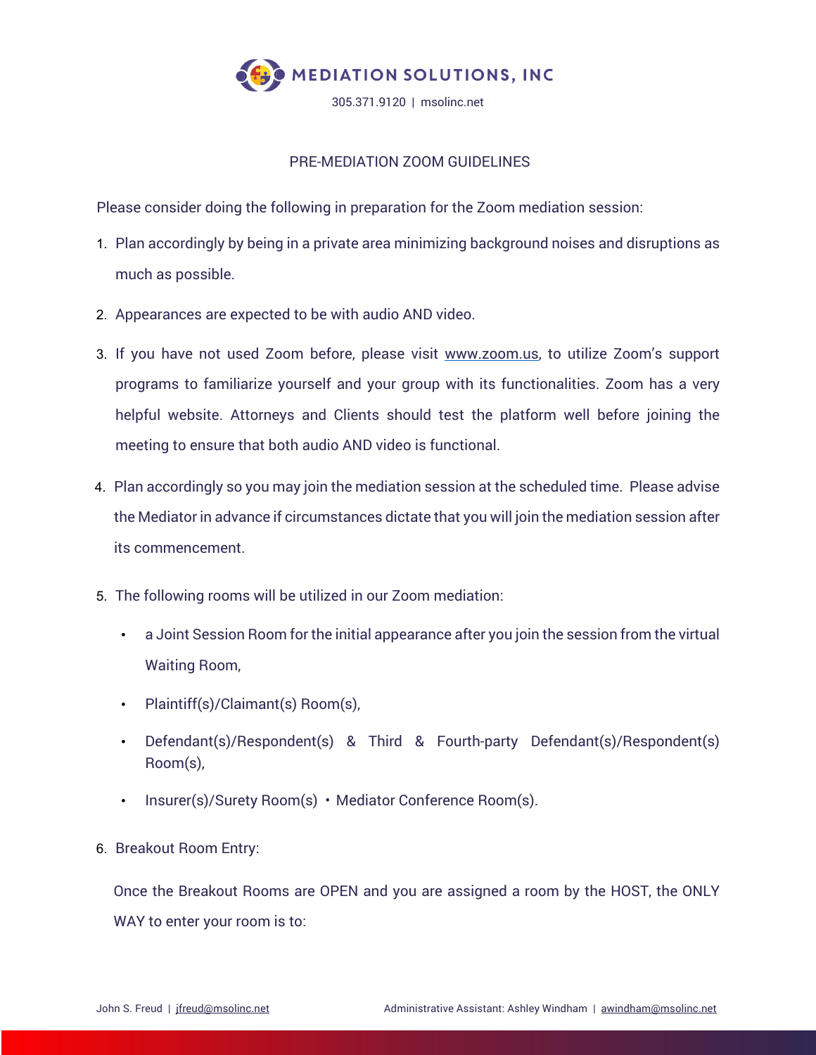MEDIATION SOLUTIONS, INC

305.371.9120 | msolinc.net

## PRE-MEDIATION ZOOM GUIDELINES

Please consider doing the following in preparation for the Zoom mediation session:

1. Plan accordingly by being in a private area minimizing background noises and disruptions as much as possible.

2. Appearances are expected to be with audio AND video.

3. If you have not used Zoom before, please visit www.zoom.us, to utilize Zoom's support programs to familiarize yourself and your group with its functionalities. Zoom has a very helpful website. Attorneys and Clients should test the platform well before joining the meeting to ensure that both audio AND video is functional.

4. Plan accordingly so you may join the mediation session at the scheduled time. Please advise the Mediator in advance if circumstances dictate that you will join the mediation session after its commencement.

5. The following rooms will be utilized in our Zoom mediation:

   - a Joint Session Room for the initial appearance after you join the session from the virtual Waiting Room,
   - Plaintiff(s)/Claimant(s) Room(s),
   - Defendant(s)/Respondent(s) & Third & Fourth-party Defendant(s)/Respondent(s) Room(s),
   - Insurer(s)/Surety Room(s) • Mediator Conference Room(s).

6. Breakout Room Entry:

   Once the Breakout Rooms are OPEN and you are assigned a room by the HOST, the ONLY WAY to enter your room is to:

John S. Freud | jfreud@msolinc.net    Administrative Assistant: Ashley Windham | awindham@msolinc.net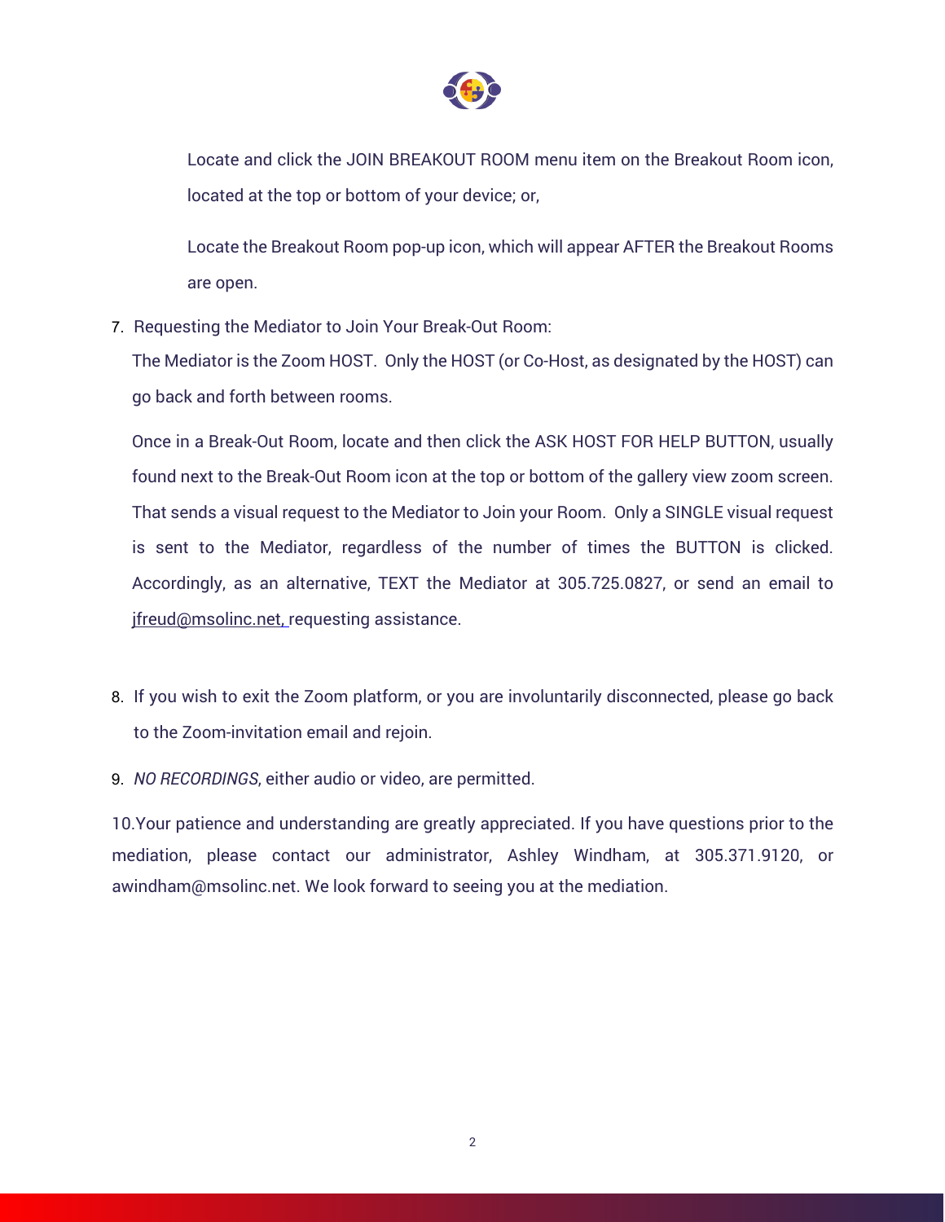Locate and click the JOIN BREAKOUT ROOM menu item on the Breakout Room icon, located at the top or bottom of your device; or,

Locate the Breakout Room pop-up icon, which will appear AFTER the Breakout Rooms are open.

7. Requesting the Mediator to Join Your Break-Out Room:

   The Mediator is the Zoom HOST. Only the HOST (or Co-Host, as designated by the HOST) can go back and forth between rooms.

   Once in a Break-Out Room, locate and then click the ASK HOST FOR HELP BUTTON, usually found next to the Break-Out Room icon at the top or bottom of the gallery view zoom screen. That sends a visual request to the Mediator to Join your Room. Only a SINGLE visual request is sent to the Mediator, regardless of the number of times the BUTTON is clicked. Accordingly, as an alternative, TEXT the Mediator at 305.725.0827, or send an email to jfreud@msolinc.net, requesting assistance.

8. If you wish to exit the Zoom platform, or you are involuntarily disconnected, please go back to the Zoom-invitation email and rejoin.

9. *NO RECORDINGS*, either audio or video, are permitted.

10. Your patience and understanding are greatly appreciated. If you have questions prior to the mediation, please contact our administrator, Ashley Windham, at 305.371.9120, or awindham@msolinc.net. We look forward to seeing you at the mediation.